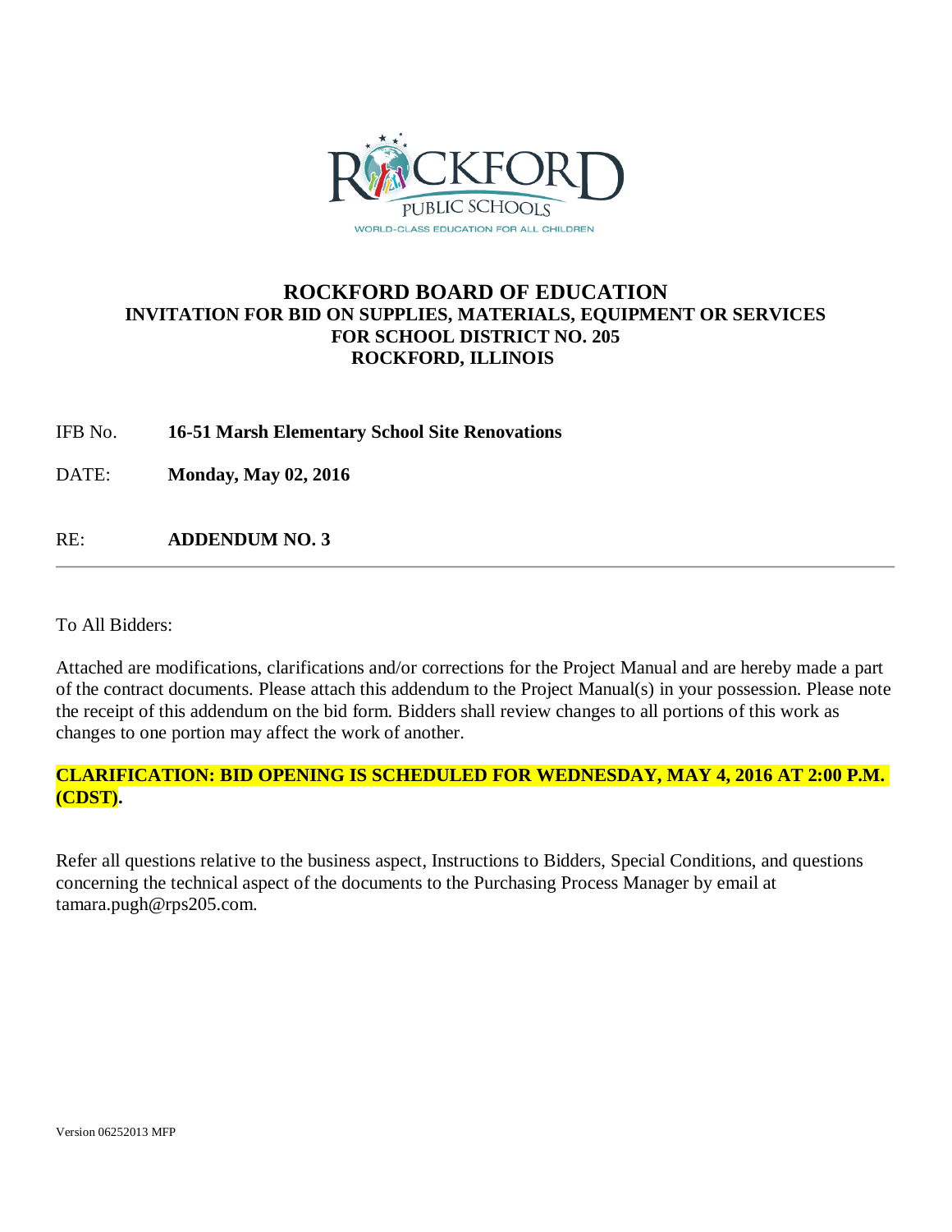# ROCKFORD BOARD OF EDUCATION

## INVITATION FOR BID ON SUPPLIES, MATERIALS, EQUIPMENT OR SERVICES FOR SCHOOL DISTRICT NO. 205 ROCKFORD, ILLINOIS

IFB No. **16-51 Marsh Elementary School Site Renovations**

DATE: **Monday, May 02, 2016**

RE: **ADDENDUM NO. 3**

---

To All Bidders:

Attached are modifications, clarifications and/or corrections for the Project Manual and are hereby made a part of the contract documents. Please attach this addendum to the Project Manual(s) in your possession. Please note the receipt of this addendum on the bid form. Bidders shall review changes to all portions of this work as changes to one portion may affect the work of another.

**CLARIFICATION: BID OPENING IS SCHEDULED FOR WEDNESDAY, MAY 4, 2016 AT 2:00 P.M. (CDST).**

Refer all questions relative to the business aspect, Instructions to Bidders, Special Conditions, and questions concerning the technical aspect of the documents to the Purchasing Process Manager by email at tamara.pugh@rps205.com.

Version 06252013 MFP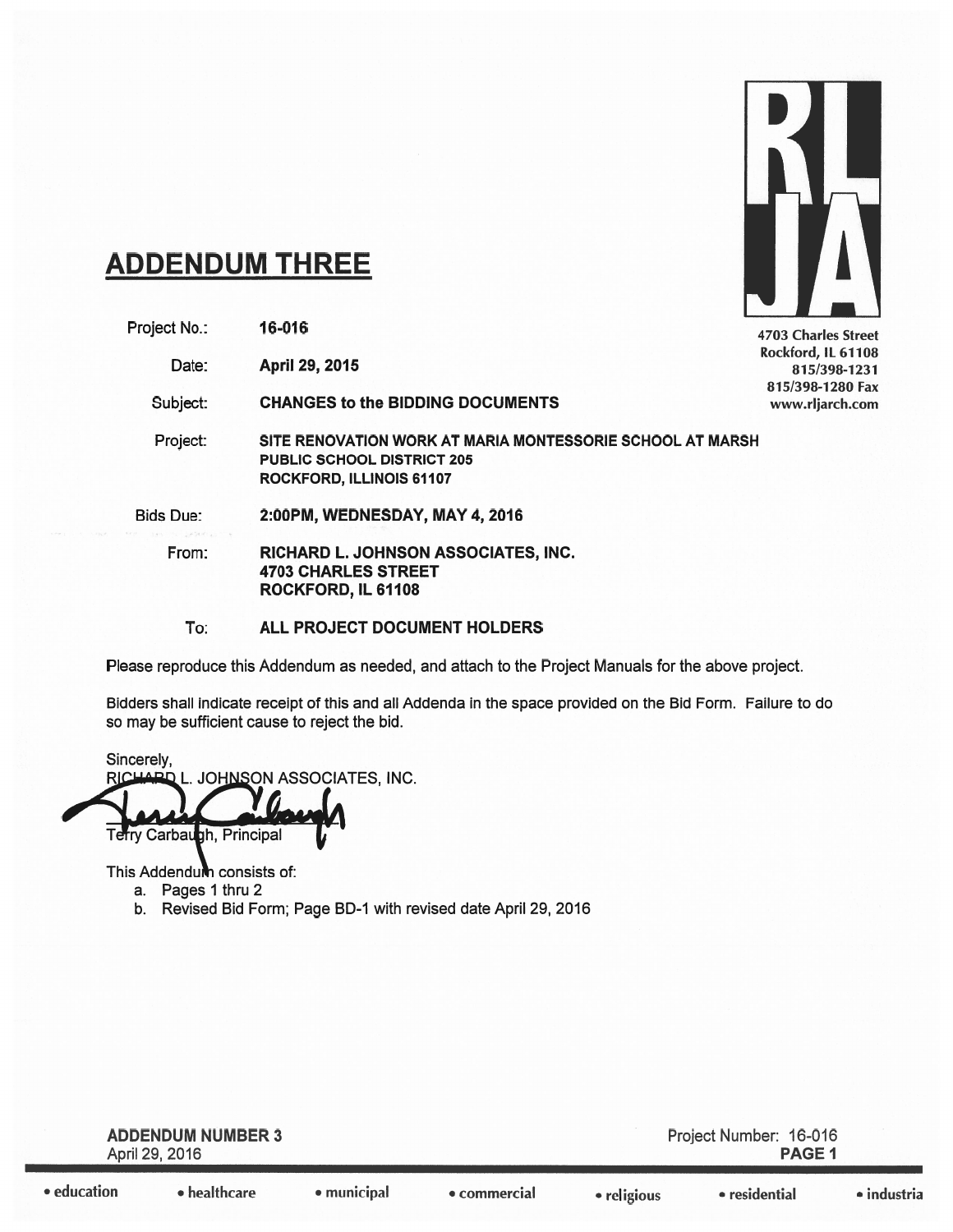RLJA

4703 Charles Street
Rockford, IL 61108
815/398-1231
815/398-1280 Fax
www.rljarch.com

# ADDENDUM THREE

| | |
|---|---|
| Project No.: | **16-016** |
| Date: | **April 29, 2015** |
| Subject: | **CHANGES to the BIDDING DOCUMENTS** |
| Project: | **SITE RENOVATION WORK AT MARIA MONTESSORIE SCHOOL AT MARSH**<br>**PUBLIC SCHOOL DISTRICT 205**<br>**ROCKFORD, ILLINOIS 61107** |
| Bids Due: | **2:00PM, WEDNESDAY, MAY 4, 2016** |
| From: | **RICHARD L. JOHNSON ASSOCIATES, INC.**<br>**4703 CHARLES STREET**<br>**ROCKFORD, IL 61108** |
| To: | **ALL PROJECT DOCUMENT HOLDERS** |

Please reproduce this Addendum as needed, and attach to the Project Manuals for the above project.

Bidders shall indicate receipt of this and all Addenda in the space provided on the Bid Form. Failure to do so may be sufficient cause to reject the bid.

Sincerely,
RICHARD L. JOHNSON ASSOCIATES, INC.

Terry Carbaugh, Principal

This Addendum consists of:

a. Pages 1 thru 2
b. Revised Bid Form; Page BD-1 with revised date April 29, 2016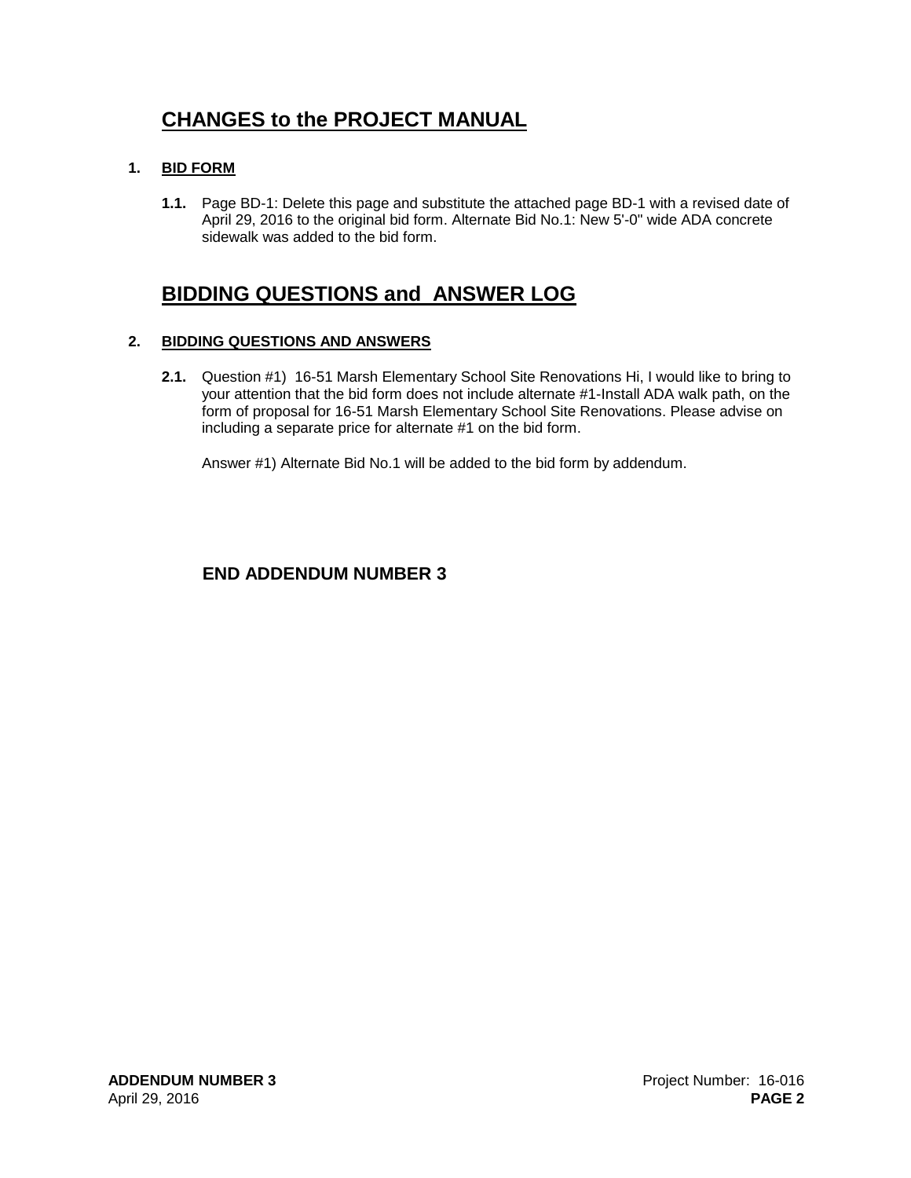## CHANGES to the PROJECT MANUAL

1. **BID FORM**

   **1.1.** Page BD-1: Delete this page and substitute the attached page BD-1 with a revised date of April 29, 2016 to the original bid form. Alternate Bid No.1: New 5'-0" wide ADA concrete sidewalk was added to the bid form.

## BIDDING QUESTIONS and ANSWER LOG

2. **BIDDING QUESTIONS AND ANSWERS**

   **2.1.** Question #1) 16-51 Marsh Elementary School Site Renovations Hi, I would like to bring to your attention that the bid form does not include alternate #1-Install ADA walk path, on the form of proposal for 16-51 Marsh Elementary School Site Renovations. Please advise on including a separate price for alternate #1 on the bid form.

   Answer #1) Alternate Bid No.1 will be added to the bid form by addendum.

**END ADDENDUM NUMBER 3**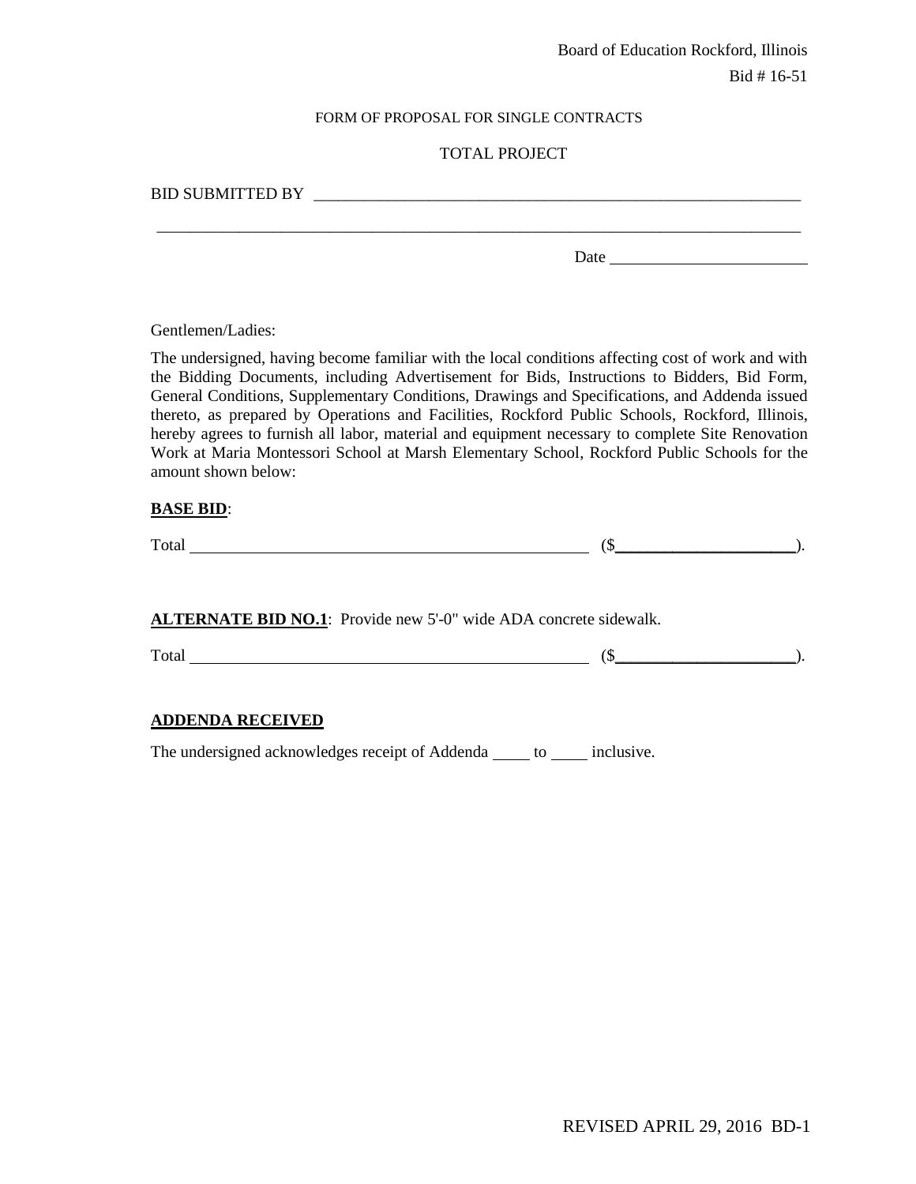Board of Education Rockford, Illinois

Bid # 16-51

FORM OF PROPOSAL FOR SINGLE CONTRACTS

TOTAL PROJECT

BID SUBMITTED BY \_\_\_\_\_\_\_\_\_\_\_\_\_\_\_\_\_\_\_\_\_\_\_\_\_\_\_\_\_\_\_\_\_\_\_\_\_\_\_\_\_\_\_\_\_\_\_\_\_\_\_\_\_\_\_\_\_\_\_\_

\_\_\_\_\_\_\_\_\_\_\_\_\_\_\_\_\_\_\_\_\_\_\_\_\_\_\_\_\_\_\_\_\_\_\_\_\_\_\_\_\_\_\_\_\_\_\_\_\_\_\_\_\_\_\_\_\_\_\_\_\_\_\_\_\_\_\_\_\_\_\_\_\_\_\_\_\_\_\_\_\_

Date \_\_\_\_\_\_\_\_\_\_\_\_\_\_\_\_\_\_\_\_\_\_\_\_

Gentlemen/Ladies:

The undersigned, having become familiar with the local conditions affecting cost of work and with the Bidding Documents, including Advertisement for Bids, Instructions to Bidders, Bid Form, General Conditions, Supplementary Conditions, Drawings and Specifications, and Addenda issued thereto, as prepared by Operations and Facilities, Rockford Public Schools, Rockford, Illinois, hereby agrees to furnish all labor, material and equipment necessary to complete Site Renovation Work at Maria Montessori School at Marsh Elementary School, Rockford Public Schools for the amount shown below:

**BASE BID**:

Total \_\_\_\_\_\_\_\_\_\_\_\_\_\_\_\_\_\_\_\_\_\_\_\_\_\_\_\_\_\_\_\_\_\_\_\_\_\_\_\_\_\_\_\_\_\_\_\_ ($\_\_\_\_\_\_\_\_\_\_\_\_\_\_\_\_\_\_\_\_\_\_).

**ALTERNATE BID NO.1**: Provide new 5'-0" wide ADA concrete sidewalk.

Total \_\_\_\_\_\_\_\_\_\_\_\_\_\_\_\_\_\_\_\_\_\_\_\_\_\_\_\_\_\_\_\_\_\_\_\_\_\_\_\_\_\_\_\_\_\_\_\_ ($\_\_\_\_\_\_\_\_\_\_\_\_\_\_\_\_\_\_\_\_\_\_).

**ADDENDA RECEIVED**

The undersigned acknowledges receipt of Addenda \_\_\_\_ to \_\_\_\_ inclusive.

REVISED APRIL 29, 2016 BD-1